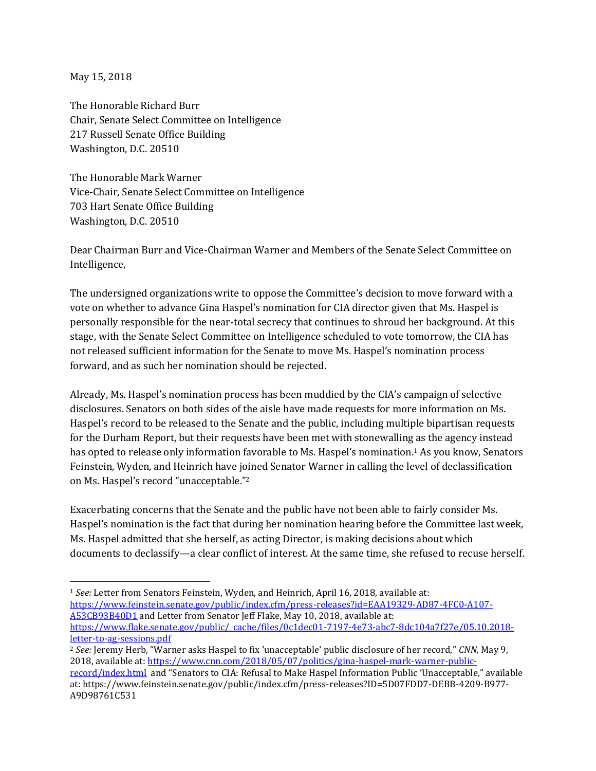May 15, 2018

The Honorable Richard Burr
Chair, Senate Select Committee on Intelligence
217 Russell Senate Office Building
Washington, D.C. 20510

The Honorable Mark Warner
Vice-Chair, Senate Select Committee on Intelligence
703 Hart Senate Office Building
Washington, D.C. 20510

Dear Chairman Burr and Vice-Chairman Warner and Members of the Senate Select Committee on Intelligence,

The undersigned organizations write to oppose the Committee's decision to move forward with a vote on whether to advance Gina Haspel's nomination for CIA director given that Ms. Haspel is personally responsible for the near-total secrecy that continues to shroud her background. At this stage, with the Senate Select Committee on Intelligence scheduled to vote tomorrow, the CIA has not released sufficient information for the Senate to move Ms. Haspel's nomination process forward, and as such her nomination should be rejected.

Already, Ms. Haspel's nomination process has been muddied by the CIA's campaign of selective disclosures. Senators on both sides of the aisle have made requests for more information on Ms. Haspel's record to be released to the Senate and the public, including multiple bipartisan requests for the Durham Report, but their requests have been met with stonewalling as the agency instead has opted to release only information favorable to Ms. Haspel's nomination.[1] As you know, Senators Feinstein, Wyden, and Heinrich have joined Senator Warner in calling the level of declassification on Ms. Haspel's record "unacceptable."[2]

Exacerbating concerns that the Senate and the public have not been able to fairly consider Ms. Haspel's nomination is the fact that during her nomination hearing before the Committee last week, Ms. Haspel admitted that she herself, as acting Director, is making decisions about which documents to declassify—a clear conflict of interest. At the same time, she refused to recuse herself.

---

[1] *See:* Letter from Senators Feinstein, Wyden, and Heinrich, April 16, 2018, available at: https://www.feinstein.senate.gov/public/index.cfm/press-releases?id=EAA19329-AD87-4FC0-A107-A53CB93B40D1 and Letter from Senator Jeff Flake, May 10, 2018, available at: https://www.flake.senate.gov/public/_cache/files/0c1dec01-7197-4e73-abc7-8dc104a7f27e/05.10.2018-letter-to-ag-sessions.pdf

[2] *See:* Jeremy Herb, "Warner asks Haspel to fix 'unacceptable' public disclosure of her record," *CNN,* May 9, 2018, available at: https://www.cnn.com/2018/05/07/politics/gina-haspel-mark-warner-public-record/index.html and "Senators to CIA: Refusal to Make Haspel Information Public 'Unacceptable,'" available at: https://www.feinstein.senate.gov/public/index.cfm/press-releases?ID=5D07FDD7-DEBB-4209-B977-A9D98761C531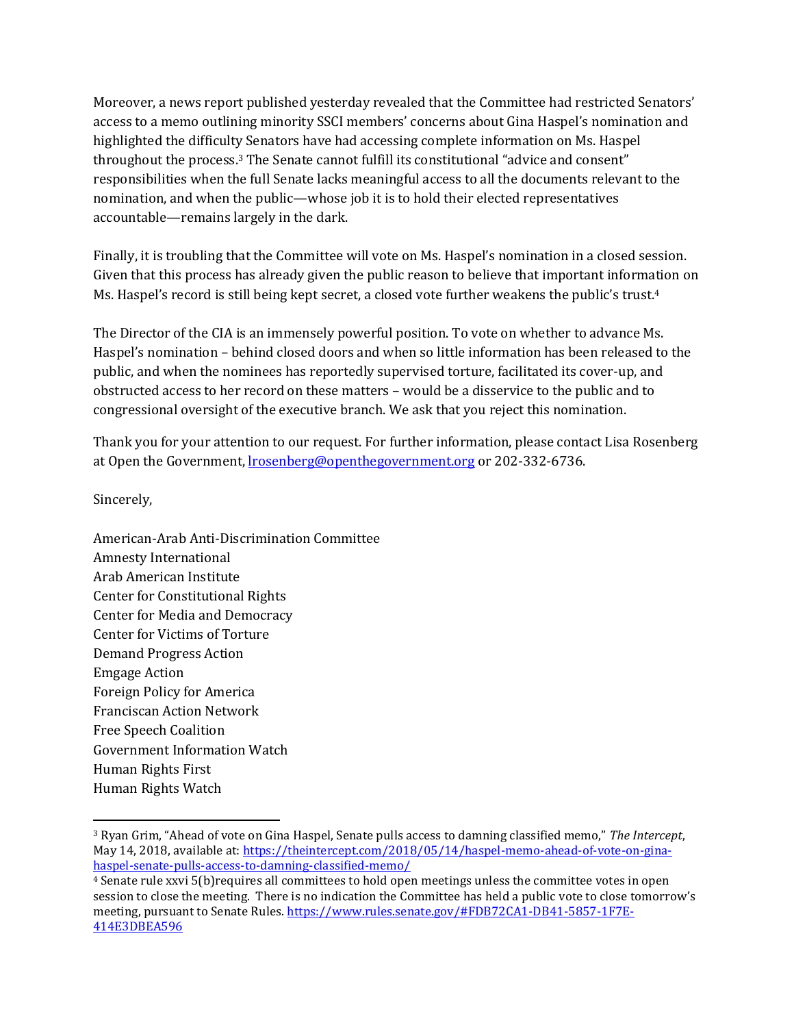Moreover, a news report published yesterday revealed that the Committee had restricted Senators' access to a memo outlining minority SSCI members' concerns about Gina Haspel's nomination and highlighted the difficulty Senators have had accessing complete information on Ms. Haspel throughout the process.[3] The Senate cannot fulfill its constitutional "advice and consent" responsibilities when the full Senate lacks meaningful access to all the documents relevant to the nomination, and when the public—whose job it is to hold their elected representatives accountable—remains largely in the dark.

Finally, it is troubling that the Committee will vote on Ms. Haspel's nomination in a closed session. Given that this process has already given the public reason to believe that important information on Ms. Haspel's record is still being kept secret, a closed vote further weakens the public's trust.[4]

The Director of the CIA is an immensely powerful position. To vote on whether to advance Ms. Haspel's nomination – behind closed doors and when so little information has been released to the public, and when the nominees has reportedly supervised torture, facilitated its cover-up, and obstructed access to her record on these matters – would be a disservice to the public and to congressional oversight of the executive branch. We ask that you reject this nomination.

Thank you for your attention to our request. For further information, please contact Lisa Rosenberg at Open the Government, lrosenberg@openthegovernment.org or 202-332-6736.

Sincerely,

American-Arab Anti-Discrimination Committee
Amnesty International
Arab American Institute
Center for Constitutional Rights
Center for Media and Democracy
Center for Victims of Torture
Demand Progress Action
Emgage Action
Foreign Policy for America
Franciscan Action Network
Free Speech Coalition
Government Information Watch
Human Rights First
Human Rights Watch

---

[3] Ryan Grim, "Ahead of vote on Gina Haspel, Senate pulls access to damning classified memo," *The Intercept*, May 14, 2018, available at: https://theintercept.com/2018/05/14/haspel-memo-ahead-of-vote-on-gina-haspel-senate-pulls-access-to-damning-classified-memo/

[4] Senate rule xxvi 5(b)requires all committees to hold open meetings unless the committee votes in open session to close the meeting. There is no indication the Committee has held a public vote to close tomorrow's meeting, pursuant to Senate Rules. https://www.rules.senate.gov/#FDB72CA1-DB41-5857-1F7E-414E3DBEA596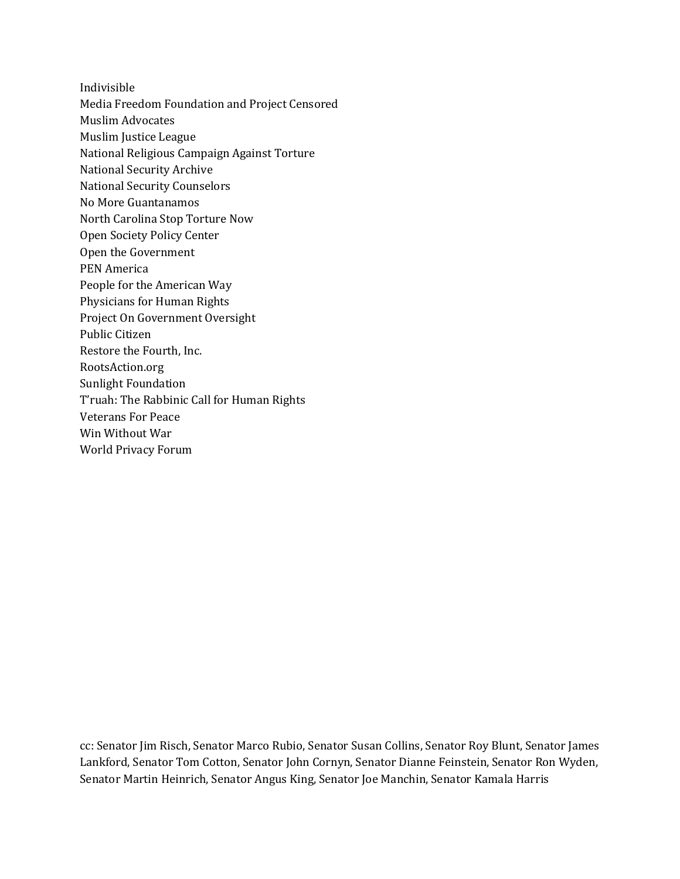Indivisible
Media Freedom Foundation and Project Censored
Muslim Advocates
Muslim Justice League
National Religious Campaign Against Torture
National Security Archive
National Security Counselors
No More Guantanamos
North Carolina Stop Torture Now
Open Society Policy Center
Open the Government
PEN America
People for the American Way
Physicians for Human Rights
Project On Government Oversight
Public Citizen
Restore the Fourth, Inc.
RootsAction.org
Sunlight Foundation
T'ruah: The Rabbinic Call for Human Rights
Veterans For Peace
Win Without War
World Privacy Forum

cc: Senator Jim Risch, Senator Marco Rubio, Senator Susan Collins, Senator Roy Blunt, Senator James Lankford, Senator Tom Cotton, Senator John Cornyn, Senator Dianne Feinstein, Senator Ron Wyden, Senator Martin Heinrich, Senator Angus King, Senator Joe Manchin, Senator Kamala Harris